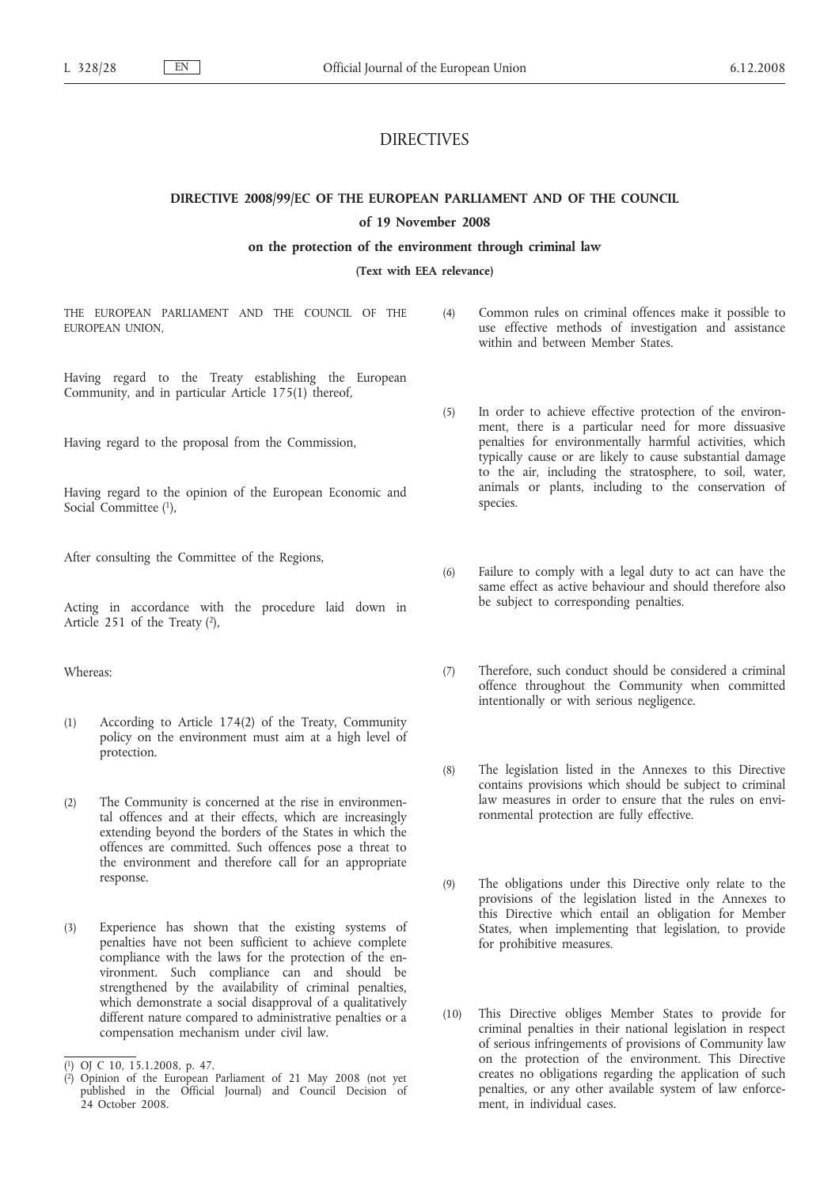# DIRECTIVES

## DIRECTIVE 2008/99/EC OF THE EUROPEAN PARLIAMENT AND OF THE COUNCIL

### of 19 November 2008

### on the protection of the environment through criminal law

**(Text with EEA relevance)**

THE EUROPEAN PARLIAMENT AND THE COUNCIL OF THE EUROPEAN UNION,

Having regard to the Treaty establishing the European Community, and in particular Article 175(1) thereof,

Having regard to the proposal from the Commission,

Having regard to the opinion of the European Economic and Social Committee [1],

After consulting the Committee of the Regions,

Acting in accordance with the procedure laid down in Article 251 of the Treaty [2],

Whereas:

(1) According to Article 174(2) of the Treaty, Community policy on the environment must aim at a high level of protection.

(2) The Community is concerned at the rise in environmental offences and at their effects, which are increasingly extending beyond the borders of the States in which the offences are committed. Such offences pose a threat to the environment and therefore call for an appropriate response.

(3) Experience has shown that the existing systems of penalties have not been sufficient to achieve complete compliance with the laws for the protection of the environment. Such compliance can and should be strengthened by the availability of criminal penalties, which demonstrate a social disapproval of a qualitatively different nature compared to administrative penalties or a compensation mechanism under civil law.

(4) Common rules on criminal offences make it possible to use effective methods of investigation and assistance within and between Member States.

(5) In order to achieve effective protection of the environment, there is a particular need for more dissuasive penalties for environmentally harmful activities, which typically cause or are likely to cause substantial damage to the air, including the stratosphere, to soil, water, animals or plants, including to the conservation of species.

(6) Failure to comply with a legal duty to act can have the same effect as active behaviour and should therefore also be subject to corresponding penalties.

(7) Therefore, such conduct should be considered a criminal offence throughout the Community when committed intentionally or with serious negligence.

(8) The legislation listed in the Annexes to this Directive contains provisions which should be subject to criminal law measures in order to ensure that the rules on environmental protection are fully effective.

(9) The obligations under this Directive only relate to the provisions of the legislation listed in the Annexes to this Directive which entail an obligation for Member States, when implementing that legislation, to provide for prohibitive measures.

(10) This Directive obliges Member States to provide for criminal penalties in their national legislation in respect of serious infringements of provisions of Community law on the protection of the environment. This Directive creates no obligations regarding the application of such penalties, or any other available system of law enforcement, in individual cases.

[1] OJ C 10, 15.1.2008, p. 47.

[2] Opinion of the European Parliament of 21 May 2008 (not yet published in the Official Journal) and Council Decision of 24 October 2008.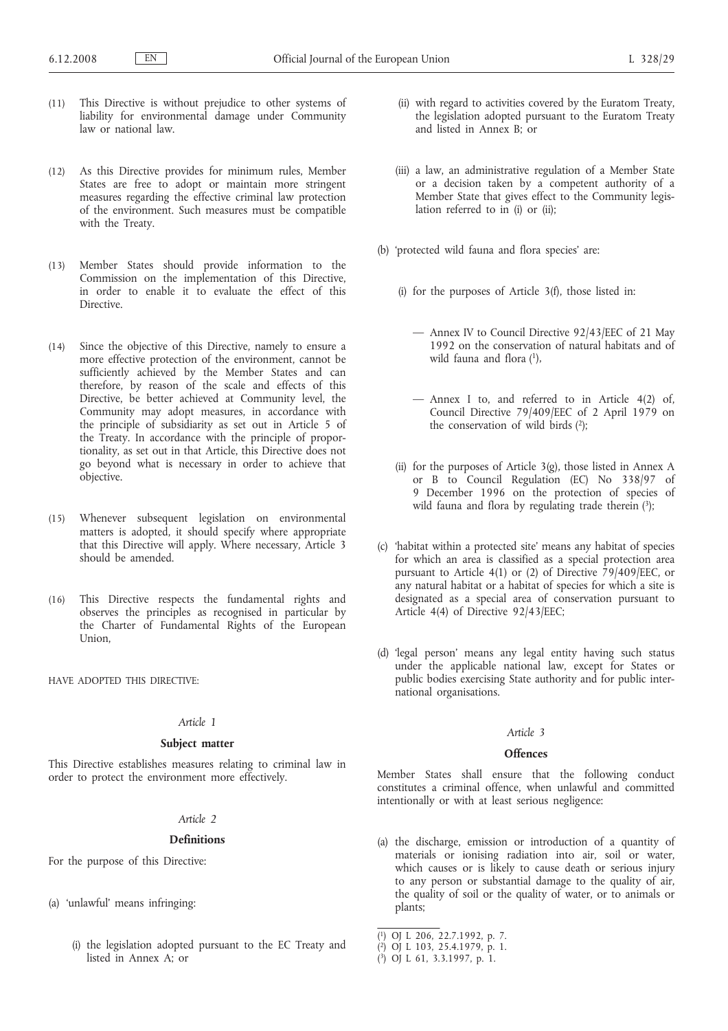(11) This Directive is without prejudice to other systems of liability for environmental damage under Community law or national law.

(12) As this Directive provides for minimum rules, Member States are free to adopt or maintain more stringent measures regarding the effective criminal law protection of the environment. Such measures must be compatible with the Treaty.

(13) Member States should provide information to the Commission on the implementation of this Directive, in order to enable it to evaluate the effect of this Directive.

(14) Since the objective of this Directive, namely to ensure a more effective protection of the environment, cannot be sufficiently achieved by the Member States and can therefore, by reason of the scale and effects of this Directive, be better achieved at Community level, the Community may adopt measures, in accordance with the principle of subsidiarity as set out in Article 5 of the Treaty. In accordance with the principle of proportionality, as set out in that Article, this Directive does not go beyond what is necessary in order to achieve that objective.

(15) Whenever subsequent legislation on environmental matters is adopted, it should specify where appropriate that this Directive will apply. Where necessary, Article 3 should be amended.

(16) This Directive respects the fundamental rights and observes the principles as recognised in particular by the Charter of Fundamental Rights of the European Union,

HAVE ADOPTED THIS DIRECTIVE:

*Article 1*

**Subject matter**

This Directive establishes measures relating to criminal law in order to protect the environment more effectively.

*Article 2*

**Definitions**

For the purpose of this Directive:

(a) 'unlawful' means infringing:

 (i) the legislation adopted pursuant to the EC Treaty and listed in Annex A; or

 (ii) with regard to activities covered by the Euratom Treaty, the legislation adopted pursuant to the Euratom Treaty and listed in Annex B; or

 (iii) a law, an administrative regulation of a Member State or a decision taken by a competent authority of a Member State that gives effect to the Community legislation referred to in (i) or (ii);

(b) 'protected wild fauna and flora species' are:

 (i) for the purposes of Article 3(f), those listed in:

 — Annex IV to Council Directive 92/43/EEC of 21 May 1992 on the conservation of natural habitats and of wild fauna and flora [1],

 — Annex I to, and referred to in Article 4(2) of, Council Directive 79/409/EEC of 2 April 1979 on the conservation of wild birds [2];

 (ii) for the purposes of Article 3(g), those listed in Annex A or B to Council Regulation (EC) No 338/97 of 9 December 1996 on the protection of species of wild fauna and flora by regulating trade therein [3];

(c) 'habitat within a protected site' means any habitat of species for which an area is classified as a special protection area pursuant to Article 4(1) or (2) of Directive 79/409/EEC, or any natural habitat or a habitat of species for which a site is designated as a special area of conservation pursuant to Article 4(4) of Directive 92/43/EEC;

(d) 'legal person' means any legal entity having such status under the applicable national law, except for States or public bodies exercising State authority and for public international organisations.

*Article 3*

**Offences**

Member States shall ensure that the following conduct constitutes a criminal offence, when unlawful and committed intentionally or with at least serious negligence:

(a) the discharge, emission or introduction of a quantity of materials or ionising radiation into air, soil or water, which causes or is likely to cause death or serious injury to any person or substantial damage to the quality of air, the quality of soil or the quality of water, or to animals or plants;

[1] OJ L 206, 22.7.1992, p. 7.
[2] OJ L 103, 25.4.1979, p. 1.
[3] OJ L 61, 3.3.1997, p. 1.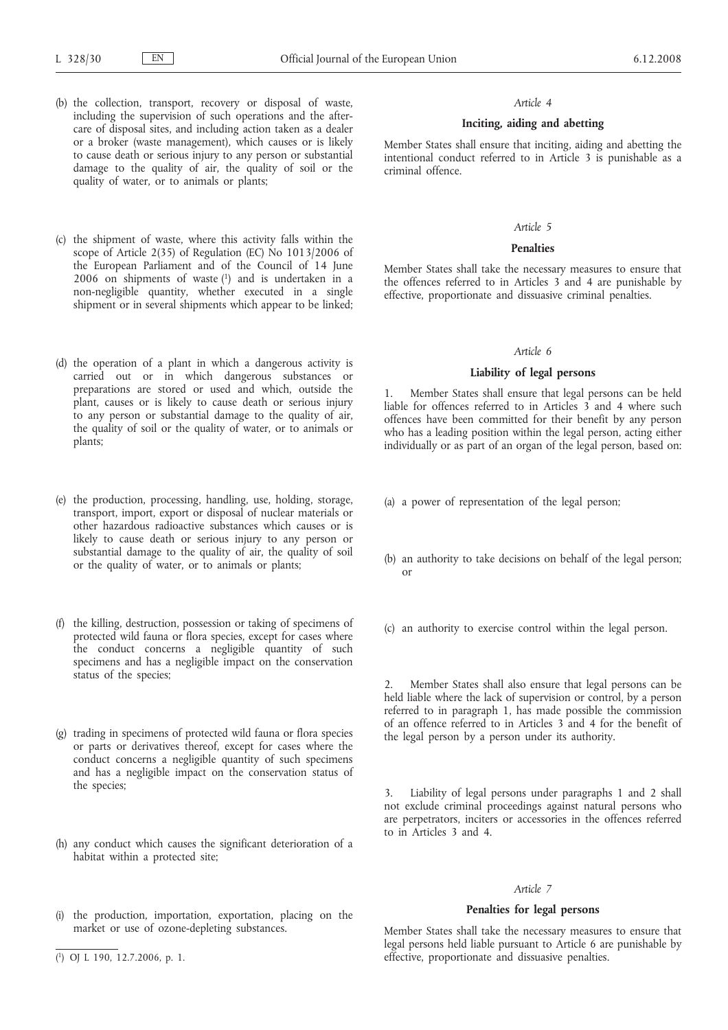(b) the collection, transport, recovery or disposal of waste, including the supervision of such operations and the after-care of disposal sites, and including action taken as a dealer or a broker (waste management), which causes or is likely to cause death or serious injury to any person or substantial damage to the quality of air, the quality of soil or the quality of water, or to animals or plants;

(c) the shipment of waste, where this activity falls within the scope of Article 2(35) of Regulation (EC) No 1013/2006 of the European Parliament and of the Council of 14 June 2006 on shipments of waste [1] and is undertaken in a non-negligible quantity, whether executed in a single shipment or in several shipments which appear to be linked;

(d) the operation of a plant in which a dangerous activity is carried out or in which dangerous substances or preparations are stored or used and which, outside the plant, causes or is likely to cause death or serious injury to any person or substantial damage to the quality of air, the quality of soil or the quality of water, or to animals or plants;

(e) the production, processing, handling, use, holding, storage, transport, import, export or disposal of nuclear materials or other hazardous radioactive substances which causes or is likely to cause death or serious injury to any person or substantial damage to the quality of air, the quality of soil or the quality of water, or to animals or plants;

(f) the killing, destruction, possession or taking of specimens of protected wild fauna or flora species, except for cases where the conduct concerns a negligible quantity of such specimens and has a negligible impact on the conservation status of the species;

(g) trading in specimens of protected wild fauna or flora species or parts or derivatives thereof, except for cases where the conduct concerns a negligible quantity of such specimens and has a negligible impact on the conservation status of the species;

(h) any conduct which causes the significant deterioration of a habitat within a protected site;

(i) the production, importation, exportation, placing on the market or use of ozone-depleting substances.

[1] OJ L 190, 12.7.2006, p. 1.

*Article 4*

**Inciting, aiding and abetting**

Member States shall ensure that inciting, aiding and abetting the intentional conduct referred to in Article 3 is punishable as a criminal offence.

*Article 5*

**Penalties**

Member States shall take the necessary measures to ensure that the offences referred to in Articles 3 and 4 are punishable by effective, proportionate and dissuasive criminal penalties.

*Article 6*

**Liability of legal persons**

1. Member States shall ensure that legal persons can be held liable for offences referred to in Articles 3 and 4 where such offences have been committed for their benefit by any person who has a leading position within the legal person, acting either individually or as part of an organ of the legal person, based on:

(a) a power of representation of the legal person;

(b) an authority to take decisions on behalf of the legal person; or

(c) an authority to exercise control within the legal person.

2. Member States shall also ensure that legal persons can be held liable where the lack of supervision or control, by a person referred to in paragraph 1, has made possible the commission of an offence referred to in Articles 3 and 4 for the benefit of the legal person by a person under its authority.

3. Liability of legal persons under paragraphs 1 and 2 shall not exclude criminal proceedings against natural persons who are perpetrators, inciters or accessories in the offences referred to in Articles 3 and 4.

*Article 7*

**Penalties for legal persons**

Member States shall take the necessary measures to ensure that legal persons held liable pursuant to Article 6 are punishable by effective, proportionate and dissuasive penalties.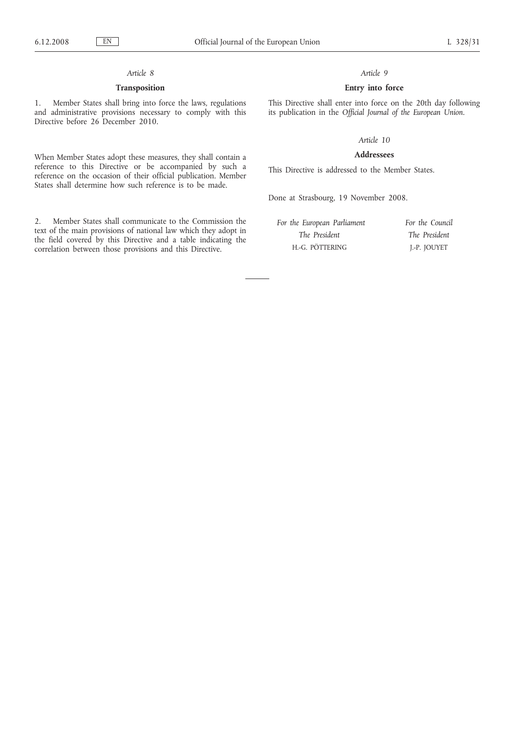*Article 8*

**Transposition**

1. Member States shall bring into force the laws, regulations and administrative provisions necessary to comply with this Directive before 26 December 2010.

When Member States adopt these measures, they shall contain a reference to this Directive or be accompanied by such a reference on the occasion of their official publication. Member States shall determine how such reference is to be made.

2. Member States shall communicate to the Commission the text of the main provisions of national law which they adopt in the field covered by this Directive and a table indicating the correlation between those provisions and this Directive.

*Article 9*

**Entry into force**

This Directive shall enter into force on the 20th day following its publication in the *Official Journal of the European Union*.

*Article 10*

**Addressees**

This Directive is addressed to the Member States.

Done at Strasbourg, 19 November 2008.

*For the European Parliament*
*The President*
H.-G. PÖTTERING

*For the Council*
*The President*
J.-P. JOUYET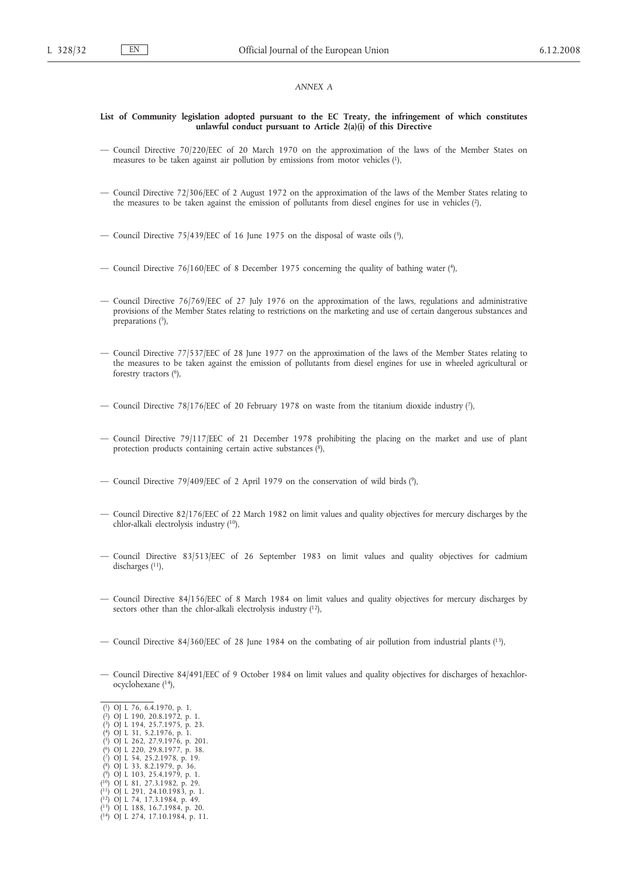*ANNEX A*

**List of Community legislation adopted pursuant to the EC Treaty, the infringement of which constitutes unlawful conduct pursuant to Article 2(a)(i) of this Directive**

— Council Directive 70/220/EEC of 20 March 1970 on the approximation of the laws of the Member States on measures to be taken against air pollution by emissions from motor vehicles [1],

— Council Directive 72/306/EEC of 2 August 1972 on the approximation of the laws of the Member States relating to the measures to be taken against the emission of pollutants from diesel engines for use in vehicles [2],

— Council Directive 75/439/EEC of 16 June 1975 on the disposal of waste oils [3],

— Council Directive 76/160/EEC of 8 December 1975 concerning the quality of bathing water [4],

— Council Directive 76/769/EEC of 27 July 1976 on the approximation of the laws, regulations and administrative provisions of the Member States relating to restrictions on the marketing and use of certain dangerous substances and preparations [5],

— Council Directive 77/537/EEC of 28 June 1977 on the approximation of the laws of the Member States relating to the measures to be taken against the emission of pollutants from diesel engines for use in wheeled agricultural or forestry tractors [6],

— Council Directive 78/176/EEC of 20 February 1978 on waste from the titanium dioxide industry [7],

— Council Directive 79/117/EEC of 21 December 1978 prohibiting the placing on the market and use of plant protection products containing certain active substances [8],

— Council Directive 79/409/EEC of 2 April 1979 on the conservation of wild birds [9],

— Council Directive 82/176/EEC of 22 March 1982 on limit values and quality objectives for mercury discharges by the chlor-alkali electrolysis industry [10],

— Council Directive 83/513/EEC of 26 September 1983 on limit values and quality objectives for cadmium discharges [11],

— Council Directive 84/156/EEC of 8 March 1984 on limit values and quality objectives for mercury discharges by sectors other than the chlor-alkali electrolysis industry [12],

— Council Directive 84/360/EEC of 28 June 1984 on the combating of air pollution from industrial plants [13],

— Council Directive 84/491/EEC of 9 October 1984 on limit values and quality objectives for discharges of hexachlorocyclohexane [14],

---

(1) OJ L 76, 6.4.1970, p. 1.
(2) OJ L 190, 20.8.1972, p. 1.
(3) OJ L 194, 25.7.1975, p. 23.
(4) OJ L 31, 5.2.1976, p. 1.
(5) OJ L 262, 27.9.1976, p. 201.
(6) OJ L 220, 29.8.1977, p. 38.
(7) OJ L 54, 25.2.1978, p. 19.
(8) OJ L 33, 8.2.1979, p. 36.
(9) OJ L 103, 25.4.1979, p. 1.
(10) OJ L 81, 27.3.1982, p. 29.
(11) OJ L 291, 24.10.1983, p. 1.
(12) OJ L 74, 17.3.1984, p. 49.
(13) OJ L 188, 16.7.1984, p. 20.
(14) OJ L 274, 17.10.1984, p. 11.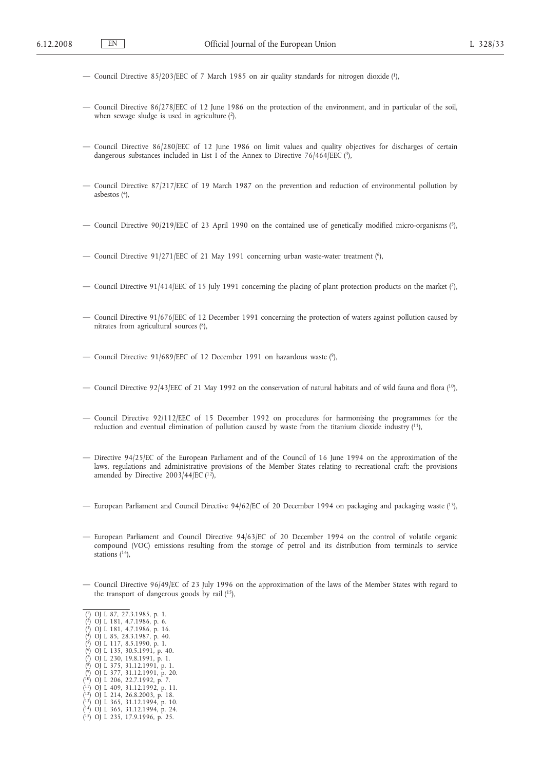— Council Directive 85/203/EEC of 7 March 1985 on air quality standards for nitrogen dioxide [1],

— Council Directive 86/278/EEC of 12 June 1986 on the protection of the environment, and in particular of the soil, when sewage sludge is used in agriculture [2],

— Council Directive 86/280/EEC of 12 June 1986 on limit values and quality objectives for discharges of certain dangerous substances included in List I of the Annex to Directive 76/464/EEC [3],

— Council Directive 87/217/EEC of 19 March 1987 on the prevention and reduction of environmental pollution by asbestos [4],

— Council Directive 90/219/EEC of 23 April 1990 on the contained use of genetically modified micro-organisms [5],

— Council Directive 91/271/EEC of 21 May 1991 concerning urban waste-water treatment [6],

— Council Directive 91/414/EEC of 15 July 1991 concerning the placing of plant protection products on the market [7],

— Council Directive 91/676/EEC of 12 December 1991 concerning the protection of waters against pollution caused by nitrates from agricultural sources [8],

— Council Directive 91/689/EEC of 12 December 1991 on hazardous waste [9],

— Council Directive 92/43/EEC of 21 May 1992 on the conservation of natural habitats and of wild fauna and flora [10],

— Council Directive 92/112/EEC of 15 December 1992 on procedures for harmonising the programmes for the reduction and eventual elimination of pollution caused by waste from the titanium dioxide industry [11],

— Directive 94/25/EC of the European Parliament and of the Council of 16 June 1994 on the approximation of the laws, regulations and administrative provisions of the Member States relating to recreational craft: the provisions amended by Directive 2003/44/EC [12],

— European Parliament and Council Directive 94/62/EC of 20 December 1994 on packaging and packaging waste [13],

— European Parliament and Council Directive 94/63/EC of 20 December 1994 on the control of volatile organic compound (VOC) emissions resulting from the storage of petrol and its distribution from terminals to service stations [14],

— Council Directive 96/49/EC of 23 July 1996 on the approximation of the laws of the Member States with regard to the transport of dangerous goods by rail [15],

---

[1] OJ L 87, 27.3.1985, p. 1.
[2] OJ L 181, 4.7.1986, p. 6.
[3] OJ L 181, 4.7.1986, p. 16.
[4] OJ L 85, 28.3.1987, p. 40.
[5] OJ L 117, 8.5.1990, p. 1.
[6] OJ L 135, 30.5.1991, p. 40.
[7] OJ L 230, 19.8.1991, p. 1.
[8] OJ L 375, 31.12.1991, p. 1.
[9] OJ L 377, 31.12.1991, p. 20.
[10] OJ L 206, 22.7.1992, p. 7.
[11] OJ L 409, 31.12.1992, p. 11.
[12] OJ L 214, 26.8.2003, p. 18.
[13] OJ L 365, 31.12.1994, p. 10.
[14] OJ L 365, 31.12.1994, p. 24.
[15] OJ L 235, 17.9.1996, p. 25.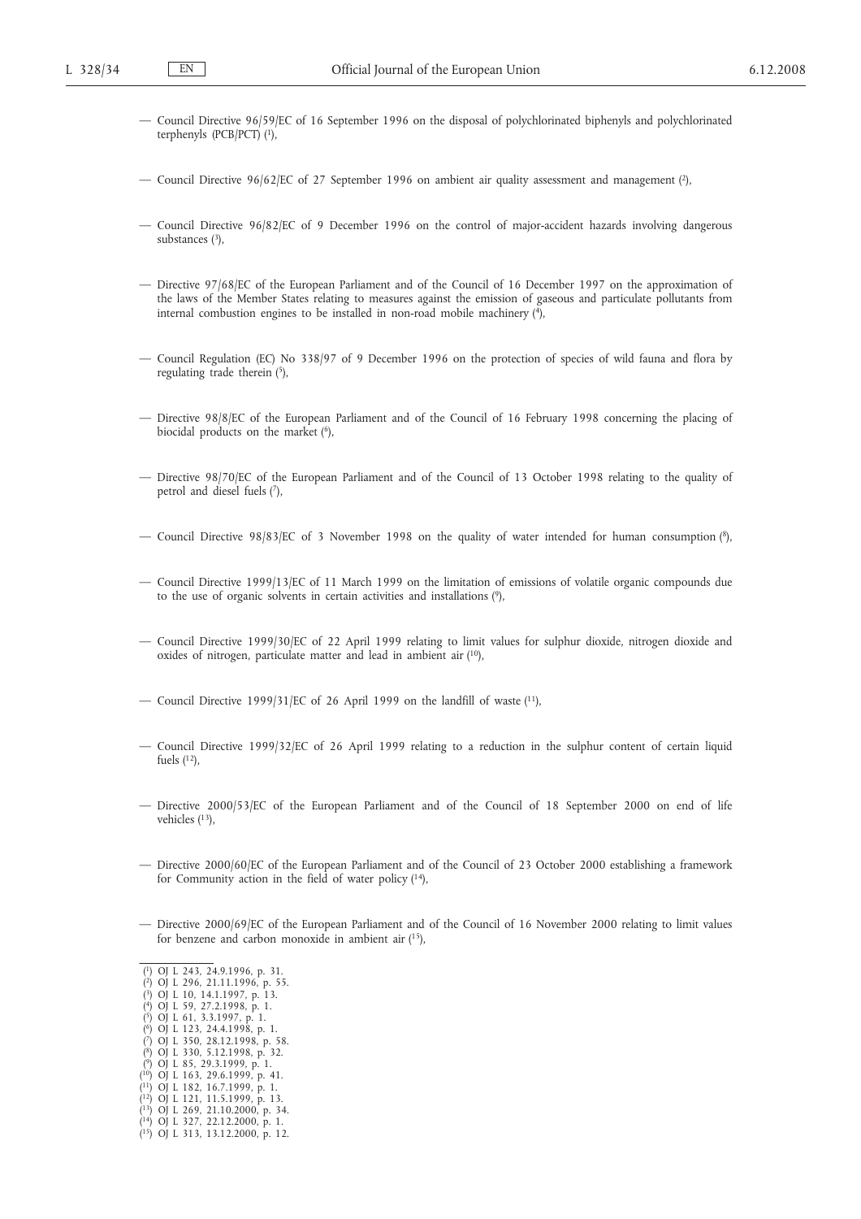— Council Directive 96/59/EC of 16 September 1996 on the disposal of polychlorinated biphenyls and polychlorinated terphenyls (PCB/PCT) [1],

— Council Directive 96/62/EC of 27 September 1996 on ambient air quality assessment and management [2],

— Council Directive 96/82/EC of 9 December 1996 on the control of major-accident hazards involving dangerous substances [3],

— Directive 97/68/EC of the European Parliament and of the Council of 16 December 1997 on the approximation of the laws of the Member States relating to measures against the emission of gaseous and particulate pollutants from internal combustion engines to be installed in non-road mobile machinery [4],

— Council Regulation (EC) No 338/97 of 9 December 1996 on the protection of species of wild fauna and flora by regulating trade therein [5],

— Directive 98/8/EC of the European Parliament and of the Council of 16 February 1998 concerning the placing of biocidal products on the market [6],

— Directive 98/70/EC of the European Parliament and of the Council of 13 October 1998 relating to the quality of petrol and diesel fuels [7],

— Council Directive 98/83/EC of 3 November 1998 on the quality of water intended for human consumption [8],

— Council Directive 1999/13/EC of 11 March 1999 on the limitation of emissions of volatile organic compounds due to the use of organic solvents in certain activities and installations [9],

— Council Directive 1999/30/EC of 22 April 1999 relating to limit values for sulphur dioxide, nitrogen dioxide and oxides of nitrogen, particulate matter and lead in ambient air [10],

— Council Directive 1999/31/EC of 26 April 1999 on the landfill of waste [11],

— Council Directive 1999/32/EC of 26 April 1999 relating to a reduction in the sulphur content of certain liquid fuels [12],

— Directive 2000/53/EC of the European Parliament and of the Council of 18 September 2000 on end of life vehicles [13],

— Directive 2000/60/EC of the European Parliament and of the Council of 23 October 2000 establishing a framework for Community action in the field of water policy [14],

— Directive 2000/69/EC of the European Parliament and of the Council of 16 November 2000 relating to limit values for benzene and carbon monoxide in ambient air [15],

---

[1] OJ L 243, 24.9.1996, p. 31.
[2] OJ L 296, 21.11.1996, p. 55.
[3] OJ L 10, 14.1.1997, p. 13.
[4] OJ L 59, 27.2.1998, p. 1.
[5] OJ L 61, 3.3.1997, p. 1.
[6] OJ L 123, 24.4.1998, p. 1.
[7] OJ L 350, 28.12.1998, p. 58.
[8] OJ L 330, 5.12.1998, p. 32.
[9] OJ L 85, 29.3.1999, p. 1.
[10] OJ L 163, 29.6.1999, p. 41.
[11] OJ L 182, 16.7.1999, p. 1.
[12] OJ L 121, 11.5.1999, p. 13.
[13] OJ L 269, 21.10.2000, p. 34.
[14] OJ L 327, 22.12.2000, p. 1.
[15] OJ L 313, 13.12.2000, p. 12.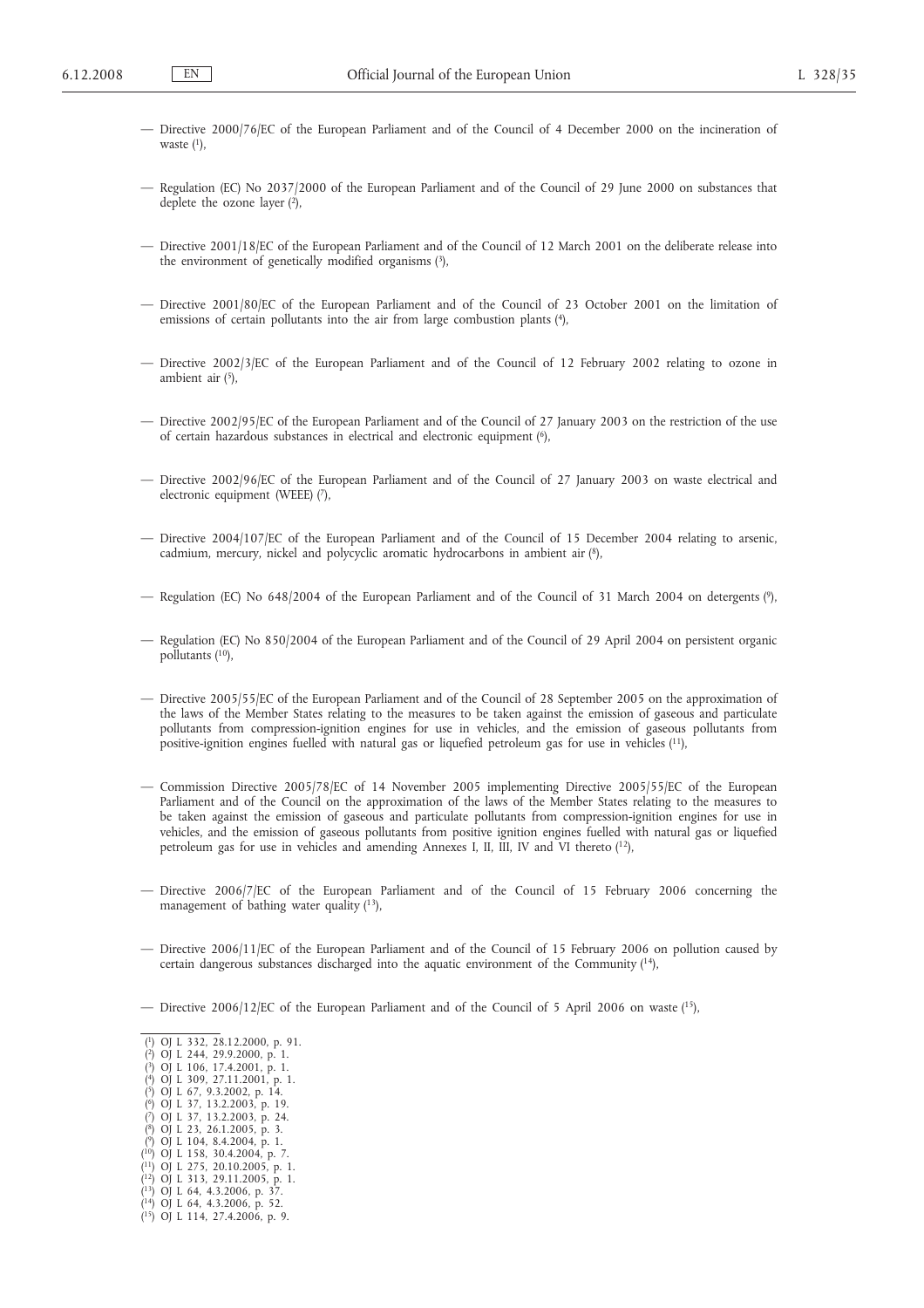— Directive 2000/76/EC of the European Parliament and of the Council of 4 December 2000 on the incineration of waste [1],

— Regulation (EC) No 2037/2000 of the European Parliament and of the Council of 29 June 2000 on substances that deplete the ozone layer [2],

— Directive 2001/18/EC of the European Parliament and of the Council of 12 March 2001 on the deliberate release into the environment of genetically modified organisms [3],

— Directive 2001/80/EC of the European Parliament and of the Council of 23 October 2001 on the limitation of emissions of certain pollutants into the air from large combustion plants [4],

— Directive 2002/3/EC of the European Parliament and of the Council of 12 February 2002 relating to ozone in ambient air [5],

— Directive 2002/95/EC of the European Parliament and of the Council of 27 January 2003 on the restriction of the use of certain hazardous substances in electrical and electronic equipment [6],

— Directive 2002/96/EC of the European Parliament and of the Council of 27 January 2003 on waste electrical and electronic equipment (WEEE) [7],

— Directive 2004/107/EC of the European Parliament and of the Council of 15 December 2004 relating to arsenic, cadmium, mercury, nickel and polycyclic aromatic hydrocarbons in ambient air [8],

— Regulation (EC) No 648/2004 of the European Parliament and of the Council of 31 March 2004 on detergents [9],

— Regulation (EC) No 850/2004 of the European Parliament and of the Council of 29 April 2004 on persistent organic pollutants [10],

— Directive 2005/55/EC of the European Parliament and of the Council of 28 September 2005 on the approximation of the laws of the Member States relating to the measures to be taken against the emission of gaseous and particulate pollutants from compression-ignition engines for use in vehicles, and the emission of gaseous pollutants from positive-ignition engines fuelled with natural gas or liquefied petroleum gas for use in vehicles [11],

— Commission Directive 2005/78/EC of 14 November 2005 implementing Directive 2005/55/EC of the European Parliament and of the Council on the approximation of the laws of the Member States relating to the measures to be taken against the emission of gaseous and particulate pollutants from compression-ignition engines for use in vehicles, and the emission of gaseous pollutants from positive ignition engines fuelled with natural gas or liquefied petroleum gas for use in vehicles and amending Annexes I, II, III, IV and VI thereto [12],

— Directive 2006/7/EC of the European Parliament and of the Council of 15 February 2006 concerning the management of bathing water quality [13],

— Directive 2006/11/EC of the European Parliament and of the Council of 15 February 2006 on pollution caused by certain dangerous substances discharged into the aquatic environment of the Community [14],

— Directive 2006/12/EC of the European Parliament and of the Council of 5 April 2006 on waste [15],

---

[1] OJ L 332, 28.12.2000, p. 91.
[2] OJ L 244, 29.9.2000, p. 1.
[3] OJ L 106, 17.4.2001, p. 1.
[4] OJ L 309, 27.11.2001, p. 1.
[5] OJ L 67, 9.3.2002, p. 14.
[6] OJ L 37, 13.2.2003, p. 19.
[7] OJ L 37, 13.2.2003, p. 24.
[8] OJ L 23, 26.1.2005, p. 3.
[9] OJ L 104, 8.4.2004, p. 1.
[10] OJ L 158, 30.4.2004, p. 7.
[11] OJ L 275, 20.10.2005, p. 1.
[12] OJ L 313, 29.11.2005, p. 1.
[13] OJ L 64, 4.3.2006, p. 37.
[14] OJ L 64, 4.3.2006, p. 52.
[15] OJ L 114, 27.4.2006, p. 9.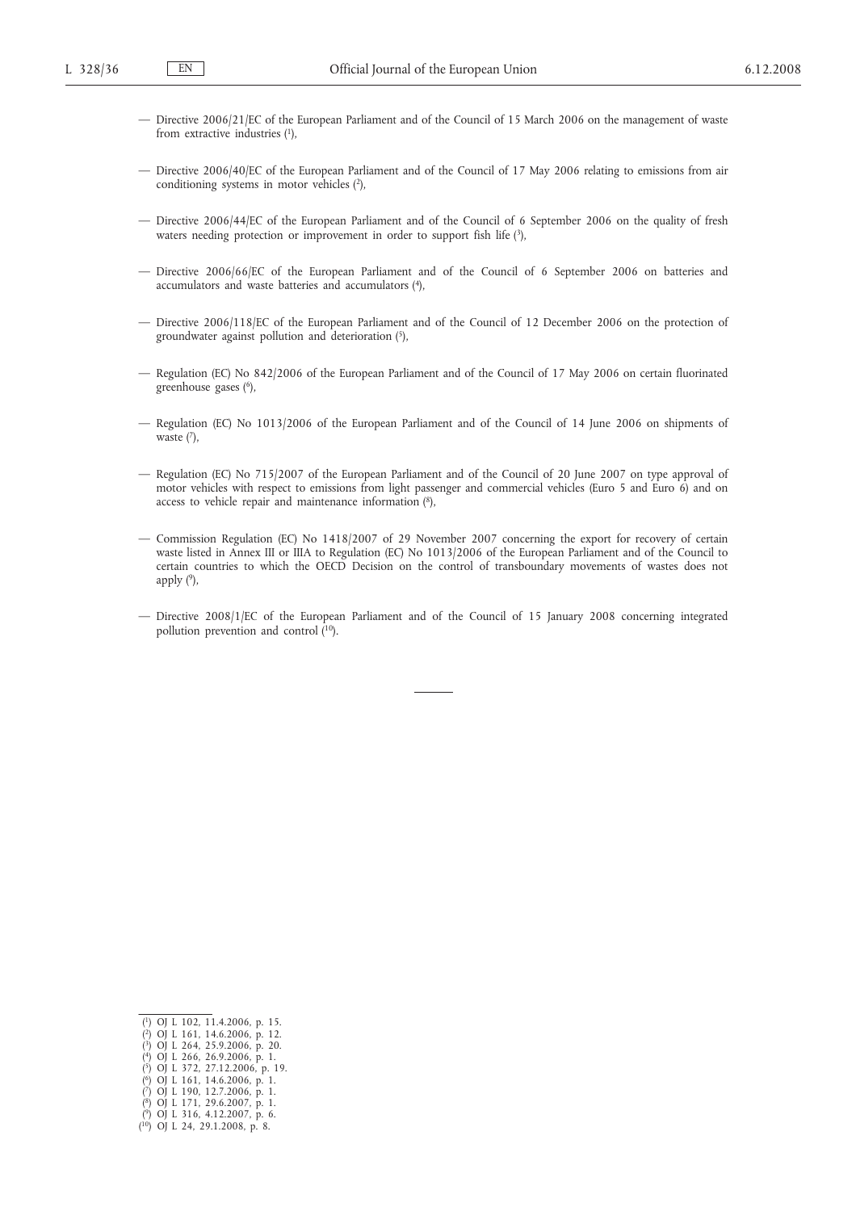— Directive 2006/21/EC of the European Parliament and of the Council of 15 March 2006 on the management of waste from extractive industries [1],

— Directive 2006/40/EC of the European Parliament and of the Council of 17 May 2006 relating to emissions from air conditioning systems in motor vehicles [2],

— Directive 2006/44/EC of the European Parliament and of the Council of 6 September 2006 on the quality of fresh waters needing protection or improvement in order to support fish life [3],

— Directive 2006/66/EC of the European Parliament and of the Council of 6 September 2006 on batteries and accumulators and waste batteries and accumulators [4],

— Directive 2006/118/EC of the European Parliament and of the Council of 12 December 2006 on the protection of groundwater against pollution and deterioration [5],

— Regulation (EC) No 842/2006 of the European Parliament and of the Council of 17 May 2006 on certain fluorinated greenhouse gases [6],

— Regulation (EC) No 1013/2006 of the European Parliament and of the Council of 14 June 2006 on shipments of waste [7],

— Regulation (EC) No 715/2007 of the European Parliament and of the Council of 20 June 2007 on type approval of motor vehicles with respect to emissions from light passenger and commercial vehicles (Euro 5 and Euro 6) and on access to vehicle repair and maintenance information [8],

— Commission Regulation (EC) No 1418/2007 of 29 November 2007 concerning the export for recovery of certain waste listed in Annex III or IIIA to Regulation (EC) No 1013/2006 of the European Parliament and of the Council to certain countries to which the OECD Decision on the control of transboundary movements of wastes does not apply [9],

— Directive 2008/1/EC of the European Parliament and of the Council of 15 January 2008 concerning integrated pollution prevention and control [10].

---

(1) OJ L 102, 11.4.2006, p. 15.
(2) OJ L 161, 14.6.2006, p. 12.
(3) OJ L 264, 25.9.2006, p. 20.
(4) OJ L 266, 26.9.2006, p. 1.
(5) OJ L 372, 27.12.2006, p. 19.
(6) OJ L 161, 14.6.2006, p. 1.
(7) OJ L 190, 12.7.2006, p. 1.
(8) OJ L 171, 29.6.2007, p. 1.
(9) OJ L 316, 4.12.2007, p. 6.
(10) OJ L 24, 29.1.2008, p. 8.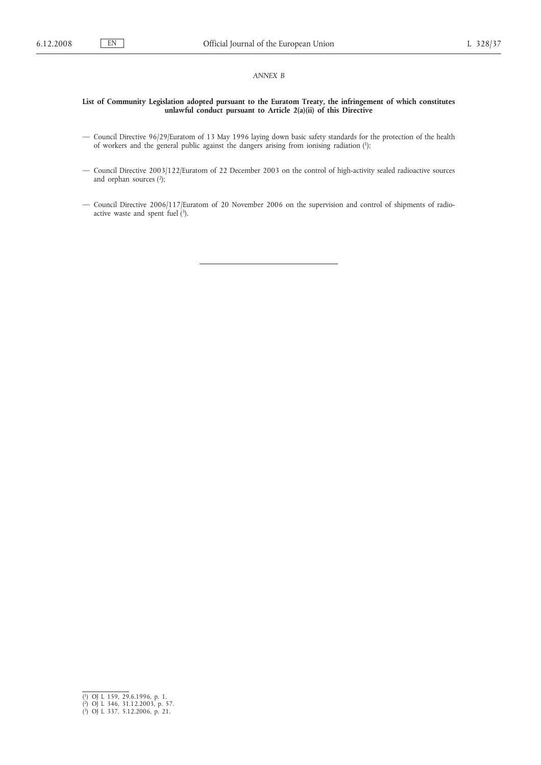*ANNEX B*

**List of Community Legislation adopted pursuant to the Euratom Treaty, the infringement of which constitutes unlawful conduct pursuant to Article 2(a)(ii) of this Directive**

— Council Directive 96/29/Euratom of 13 May 1996 laying down basic safety standards for the protection of the health of workers and the general public against the dangers arising from ionising radiation [1];

— Council Directive 2003/122/Euratom of 22 December 2003 on the control of high-activity sealed radioactive sources and orphan sources [2];

— Council Directive 2006/117/Euratom of 20 November 2006 on the supervision and control of shipments of radioactive waste and spent fuel [3].

---

[1] OJ L 159, 29.6.1996, p. 1.
[2] OJ L 346, 31.12.2003, p. 57.
[3] OJ L 337, 5.12.2006, p. 21.